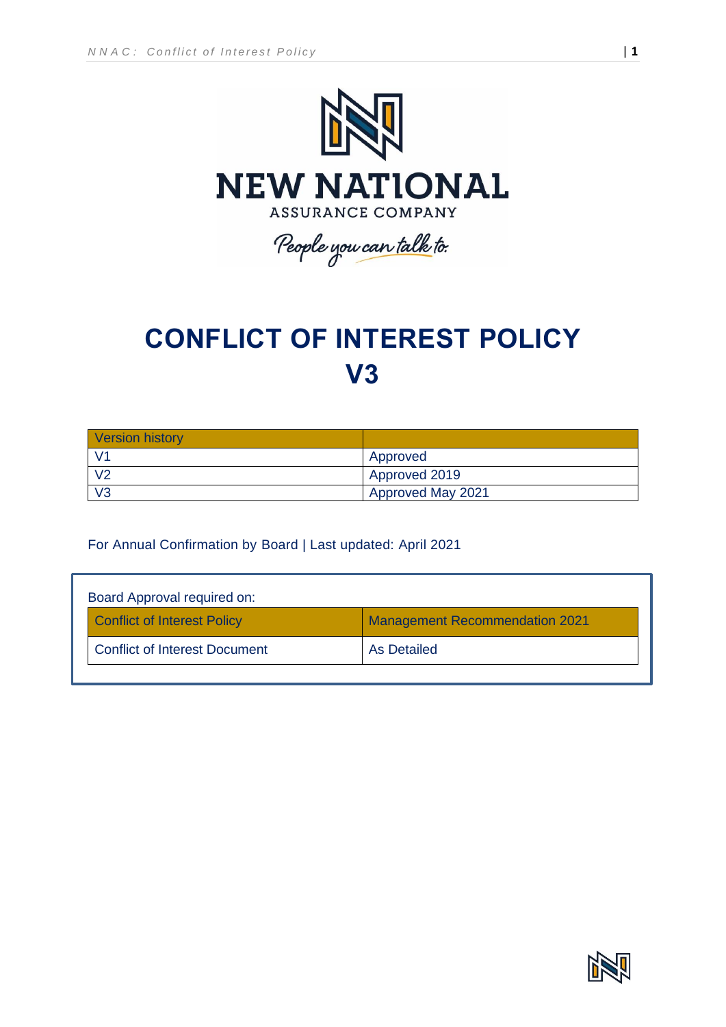NEW NATIONAL

ASSURANCE COMPANY

People you can talk to.

# CONFLICT OF INTEREST POLICY V3

| Version history | |
|---|---|
| V1 | Approved |
| V2 | Approved 2019 |
| V3 | Approved May 2021 |

For Annual Confirmation by Board | Last updated: April 2021

Board Approval required on:

| Conflict of Interest Policy | Management Recommendation 2021 |
|---|---|
| Conflict of Interest Document | As Detailed |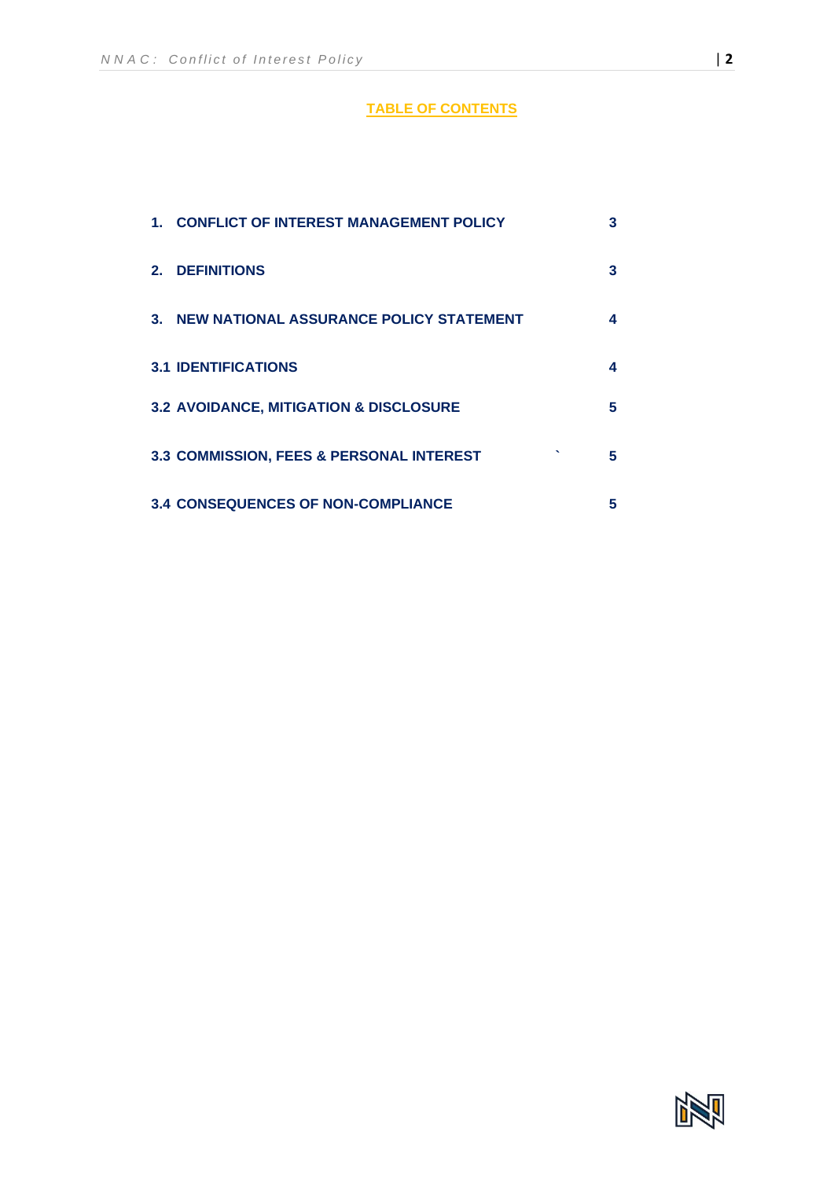**TABLE OF CONTENTS**

| | |
|---|---|
| 1. CONFLICT OF INTEREST MANAGEMENT POLICY | 3 |
| 2. DEFINITIONS | 3 |
| 3. NEW NATIONAL ASSURANCE POLICY STATEMENT | 4 |
| 3.1 IDENTIFICATIONS | 4 |
| 3.2 AVOIDANCE, MITIGATION & DISCLOSURE | 5 |
| 3.3 COMMISSION, FEES & PERSONAL INTEREST ` | 5 |
| 3.4 CONSEQUENCES OF NON-COMPLIANCE | 5 |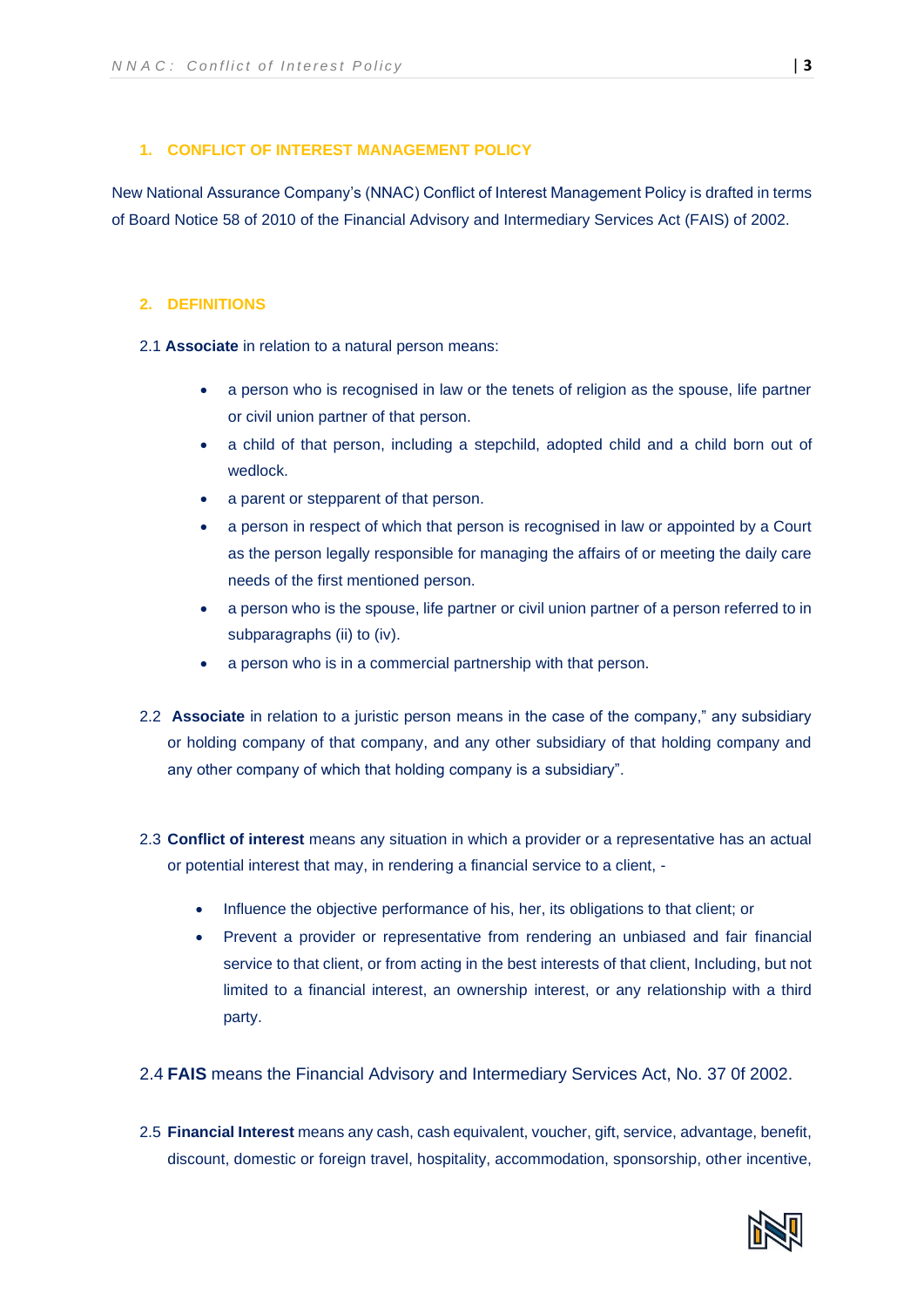## 1. CONFLICT OF INTEREST MANAGEMENT POLICY

New National Assurance Company's (NNAC) Conflict of Interest Management Policy is drafted in terms of Board Notice 58 of 2010 of the Financial Advisory and Intermediary Services Act (FAIS) of 2002.

## 2. DEFINITIONS

2.1 **Associate** in relation to a natural person means:

- a person who is recognised in law or the tenets of religion as the spouse, life partner or civil union partner of that person.
- a child of that person, including a stepchild, adopted child and a child born out of wedlock.
- a parent or stepparent of that person.
- a person in respect of which that person is recognised in law or appointed by a Court as the person legally responsible for managing the affairs of or meeting the daily care needs of the first mentioned person.
- a person who is the spouse, life partner or civil union partner of a person referred to in subparagraphs (ii) to (iv).
- a person who is in a commercial partnership with that person.

2.2 **Associate** in relation to a juristic person means in the case of the company," any subsidiary or holding company of that company, and any other subsidiary of that holding company and any other company of which that holding company is a subsidiary".

2.3 **Conflict of interest** means any situation in which a provider or a representative has an actual or potential interest that may, in rendering a financial service to a client, -

- Influence the objective performance of his, her, its obligations to that client; or
- Prevent a provider or representative from rendering an unbiased and fair financial service to that client, or from acting in the best interests of that client, Including, but not limited to a financial interest, an ownership interest, or any relationship with a third party.

2.4 **FAIS** means the Financial Advisory and Intermediary Services Act, No. 37 0f 2002.

2.5 **Financial Interest** means any cash, cash equivalent, voucher, gift, service, advantage, benefit, discount, domestic or foreign travel, hospitality, accommodation, sponsorship, other incentive,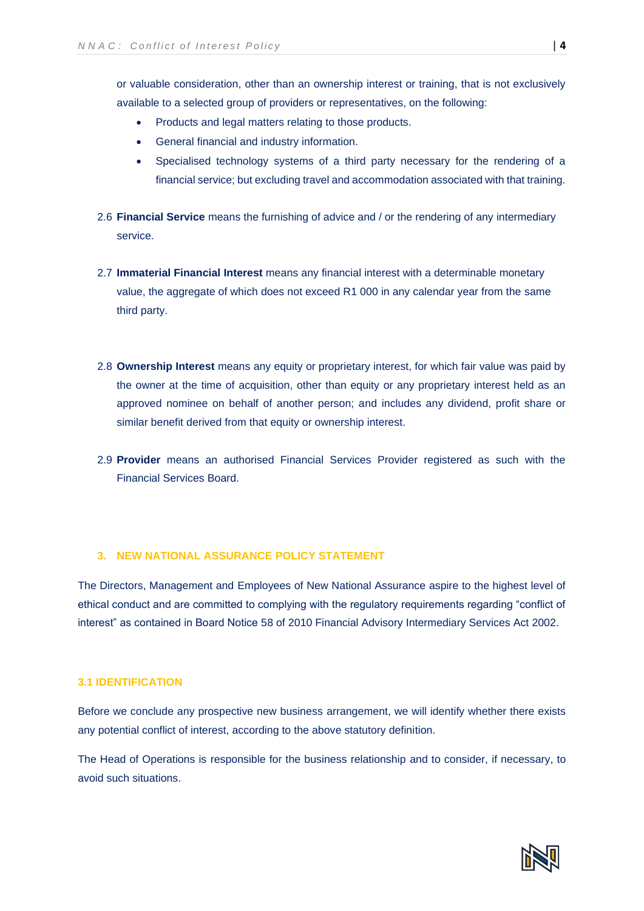or valuable consideration, other than an ownership interest or training, that is not exclusively available to a selected group of providers or representatives, on the following:

- Products and legal matters relating to those products.
- General financial and industry information.
- Specialised technology systems of a third party necessary for the rendering of a financial service; but excluding travel and accommodation associated with that training.

2.6 **Financial Service** means the furnishing of advice and / or the rendering of any intermediary service.

2.7 **Immaterial Financial Interest** means any financial interest with a determinable monetary value, the aggregate of which does not exceed R1 000 in any calendar year from the same third party.

2.8 **Ownership Interest** means any equity or proprietary interest, for which fair value was paid by the owner at the time of acquisition, other than equity or any proprietary interest held as an approved nominee on behalf of another person; and includes any dividend, profit share or similar benefit derived from that equity or ownership interest.

2.9 **Provider** means an authorised Financial Services Provider registered as such with the Financial Services Board.

## 3. NEW NATIONAL ASSURANCE POLICY STATEMENT

The Directors, Management and Employees of New National Assurance aspire to the highest level of ethical conduct and are committed to complying with the regulatory requirements regarding "conflict of interest" as contained in Board Notice 58 of 2010 Financial Advisory Intermediary Services Act 2002.

### 3.1 IDENTIFICATION

Before we conclude any prospective new business arrangement, we will identify whether there exists any potential conflict of interest, according to the above statutory definition.

The Head of Operations is responsible for the business relationship and to consider, if necessary, to avoid such situations.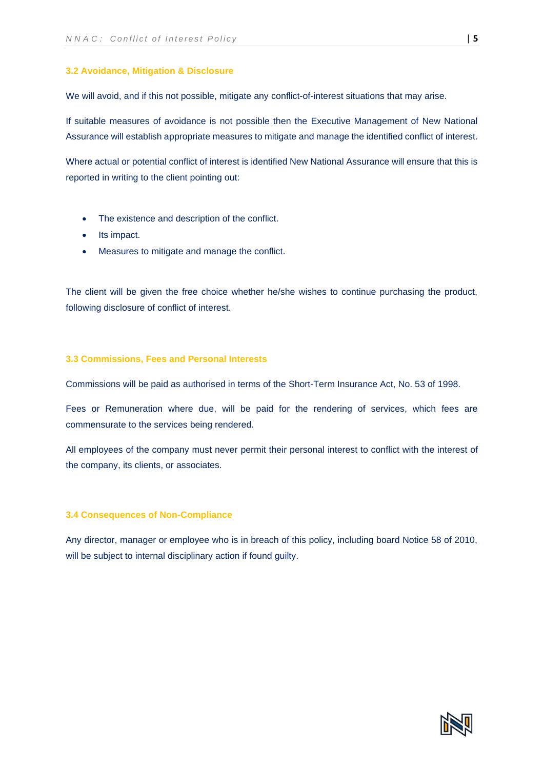### 3.2 Avoidance, Mitigation & Disclosure

We will avoid, and if this not possible, mitigate any conflict-of-interest situations that may arise.

If suitable measures of avoidance is not possible then the Executive Management of New National Assurance will establish appropriate measures to mitigate and manage the identified conflict of interest.

Where actual or potential conflict of interest is identified New National Assurance will ensure that this is reported in writing to the client pointing out:

- The existence and description of the conflict.
- Its impact.
- Measures to mitigate and manage the conflict.

The client will be given the free choice whether he/she wishes to continue purchasing the product, following disclosure of conflict of interest.

### 3.3 Commissions, Fees and Personal Interests

Commissions will be paid as authorised in terms of the Short-Term Insurance Act, No. 53 of 1998.

Fees or Remuneration where due, will be paid for the rendering of services, which fees are commensurate to the services being rendered.

All employees of the company must never permit their personal interest to conflict with the interest of the company, its clients, or associates.

### 3.4 Consequences of Non-Compliance

Any director, manager or employee who is in breach of this policy, including board Notice 58 of 2010, will be subject to internal disciplinary action if found guilty.